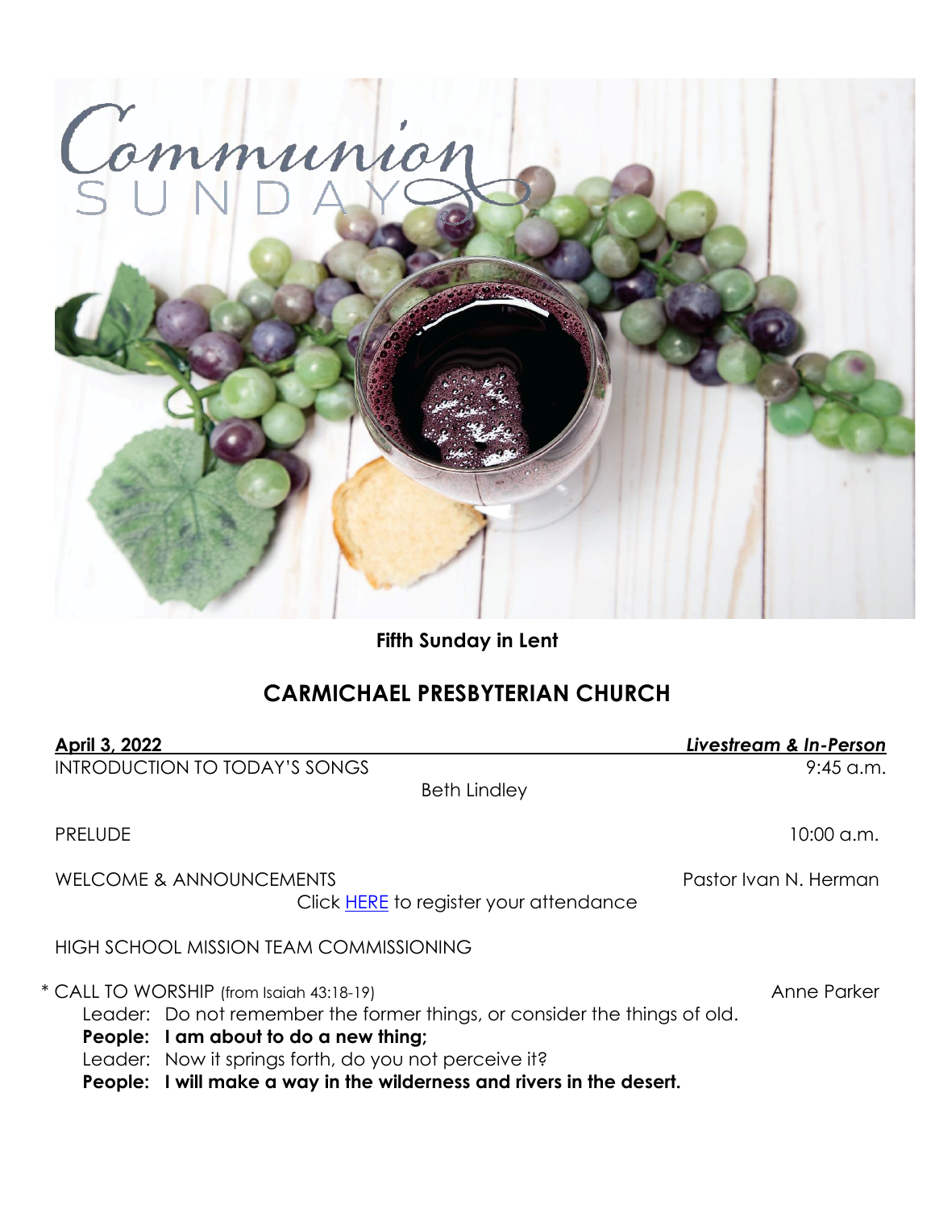Communion SUNDAY

**Fifth Sunday in Lent**

## CARMICHAEL PRESBYTERIAN CHURCH

**April 3, 2022** — ***Livestream & In-Person***

INTRODUCTION TO TODAY'S SONGS — 9:45 a.m.

Beth Lindley

PRELUDE — 10:00 a.m.

WELCOME & ANNOUNCEMENTS — Pastor Ivan N. Herman

Click HERE to register your attendance

HIGH SCHOOL MISSION TEAM COMMISSIONING

\* CALL TO WORSHIP (from Isaiah 43:18-19) — Anne Parker

Leader: Do not remember the former things, or consider the things of old.
**People: I am about to do a new thing;**
Leader: Now it springs forth, do you not perceive it?
**People: I will make a way in the wilderness and rivers in the desert.**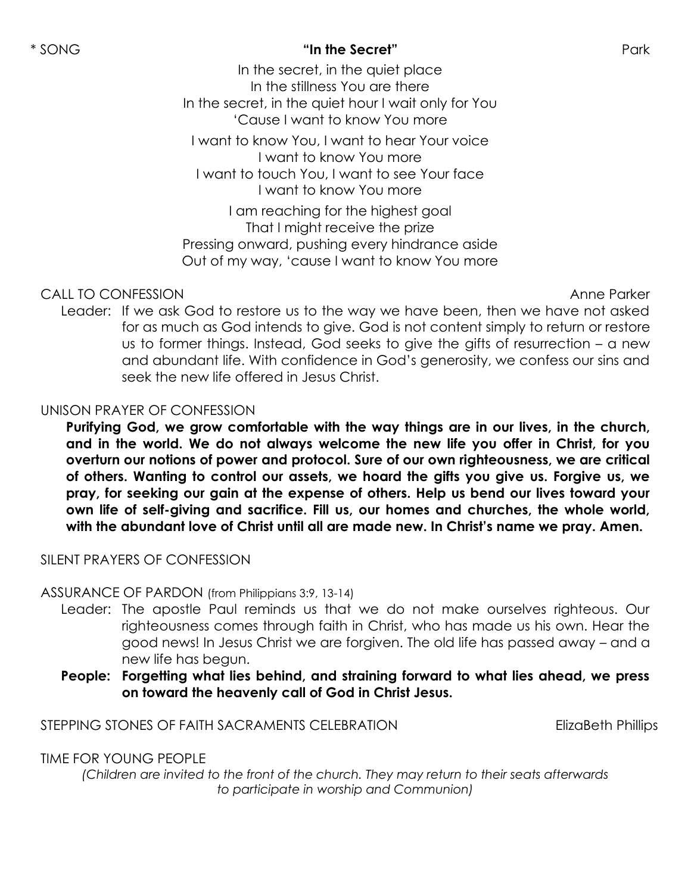\* SONG **"In the Secret"** Park

In the secret, in the quiet place
In the stillness You are there
In the secret, in the quiet hour I wait only for You
'Cause I want to know You more

I want to know You, I want to hear Your voice
I want to know You more
I want to touch You, I want to see Your face
I want to know You more

I am reaching for the highest goal
That I might receive the prize
Pressing onward, pushing every hindrance aside
Out of my way, 'cause I want to know You more

CALL TO CONFESSION Anne Parker

Leader: If we ask God to restore us to the way we have been, then we have not asked for as much as God intends to give. God is not content simply to return or restore us to former things. Instead, God seeks to give the gifts of resurrection – a new and abundant life. With confidence in God's generosity, we confess our sins and seek the new life offered in Jesus Christ.

UNISON PRAYER OF CONFESSION

**Purifying God, we grow comfortable with the way things are in our lives, in the church, and in the world. We do not always welcome the new life you offer in Christ, for you overturn our notions of power and protocol. Sure of our own righteousness, we are critical of others. Wanting to control our assets, we hoard the gifts you give us. Forgive us, we pray, for seeking our gain at the expense of others. Help us bend our lives toward your own life of self-giving and sacrifice. Fill us, our homes and churches, the whole world, with the abundant love of Christ until all are made new. In Christ's name we pray. Amen.**

SILENT PRAYERS OF CONFESSION

ASSURANCE OF PARDON (from Philippians 3:9, 13-14)

Leader: The apostle Paul reminds us that we do not make ourselves righteous. Our righteousness comes through faith in Christ, who has made us his own. Hear the good news! In Jesus Christ we are forgiven. The old life has passed away – and a new life has begun.

**People: Forgetting what lies behind, and straining forward to what lies ahead, we press on toward the heavenly call of God in Christ Jesus.**

STEPPING STONES OF FAITH SACRAMENTS CELEBRATION ElizaBeth Phillips

TIME FOR YOUNG PEOPLE

*(Children are invited to the front of the church. They may return to their seats afterwards to participate in worship and Communion)*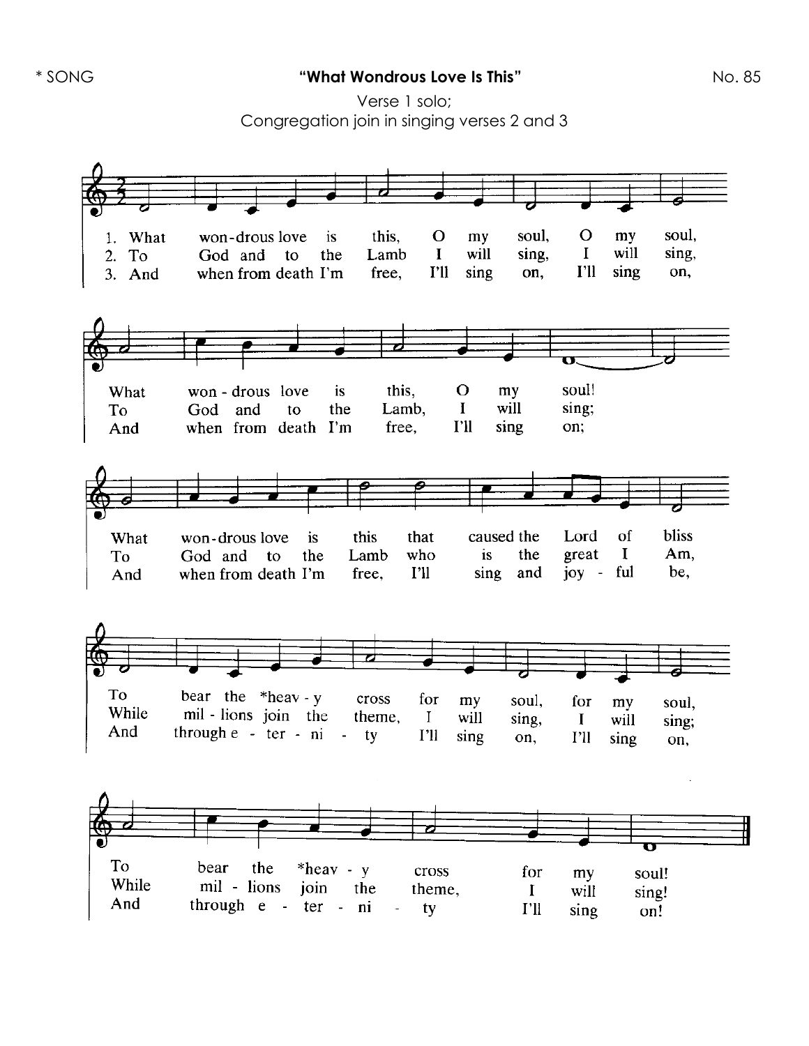\* SONG

## "What Wondrous Love Is This"

No. 85

Verse 1 solo;
Congregation join in singing verses 2 and 3

1. What won-drous love is this, O my soul, O my soul,
What won-drous love is this, O my soul!
What won-drous love is this that caused the Lord of bliss
To bear the *heav-y cross for my soul, for my soul,
To bear the *heav-y cross for my soul!

2. To God and to the Lamb I will sing, I will sing,
To God and to the Lamb, I will sing;
To God and to the Lamb who is the great I Am,
While mil-lions join the theme, I will sing, I will sing;
While mil-lions join the theme, I will sing!

3. And when from death I'm free, I'll sing on, I'll sing on,
And when from death I'm free, I'll sing on;
And when from death I'm free, I'll sing and joy-ful be,
And through e-ter-ni-ty I'll sing on, I'll sing on,
And through e-ter-ni-ty I'll sing on!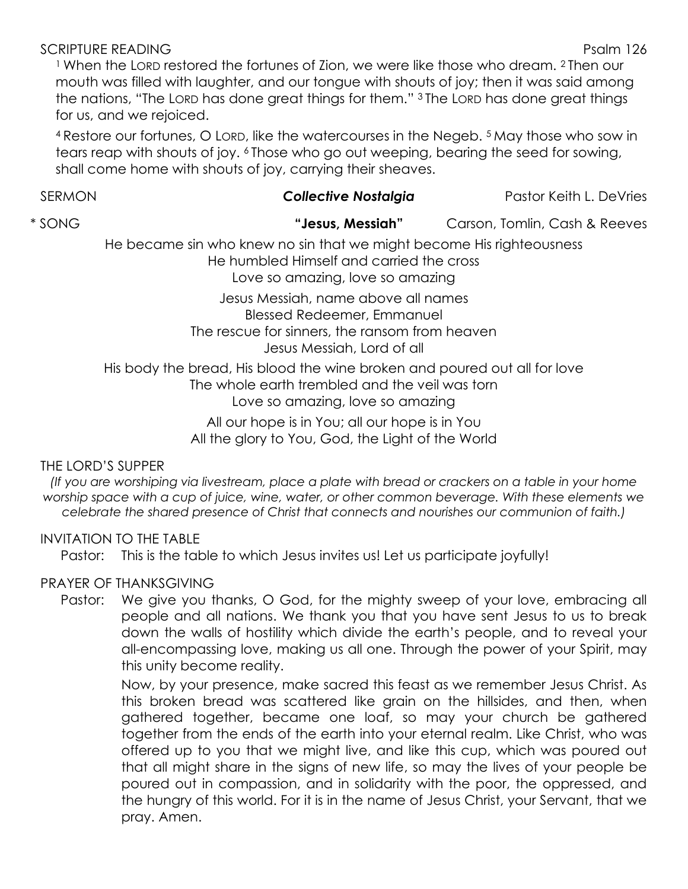SCRIPTURE READING Psalm 126

[1] When the LORD restored the fortunes of Zion, we were like those who dream. [2] Then our mouth was filled with laughter, and our tongue with shouts of joy; then it was said among the nations, "The LORD has done great things for them." [3] The LORD has done great things for us, and we rejoiced.

[4] Restore our fortunes, O LORD, like the watercourses in the Negeb. [5] May those who sow in tears reap with shouts of joy. [6] Those who go out weeping, bearing the seed for sowing, shall come home with shouts of joy, carrying their sheaves.

SERMON ***Collective Nostalgia*** Pastor Keith L. DeVries

\* SONG **"Jesus, Messiah"** Carson, Tomlin, Cash & Reeves

He became sin who knew no sin that we might become His righteousness
He humbled Himself and carried the cross
Love so amazing, love so amazing

Jesus Messiah, name above all names
Blessed Redeemer, Emmanuel
The rescue for sinners, the ransom from heaven
Jesus Messiah, Lord of all

His body the bread, His blood the wine broken and poured out all for love
The whole earth trembled and the veil was torn
Love so amazing, love so amazing

All our hope is in You; all our hope is in You
All the glory to You, God, the Light of the World

THE LORD'S SUPPER

*(If you are worshiping via livestream, place a plate with bread or crackers on a table in your home worship space with a cup of juice, wine, water, or other common beverage. With these elements we celebrate the shared presence of Christ that connects and nourishes our communion of faith.)*

INVITATION TO THE TABLE

Pastor: This is the table to which Jesus invites us! Let us participate joyfully!

PRAYER OF THANKSGIVING

Pastor: We give you thanks, O God, for the mighty sweep of your love, embracing all people and all nations. We thank you that you have sent Jesus to us to break down the walls of hostility which divide the earth's people, and to reveal your all-encompassing love, making us all one. Through the power of your Spirit, may this unity become reality.

Now, by your presence, make sacred this feast as we remember Jesus Christ. As this broken bread was scattered like grain on the hillsides, and then, when gathered together, became one loaf, so may your church be gathered together from the ends of the earth into your eternal realm. Like Christ, who was offered up to you that we might live, and like this cup, which was poured out that all might share in the signs of new life, so may the lives of your people be poured out in compassion, and in solidarity with the poor, the oppressed, and the hungry of this world. For it is in the name of Jesus Christ, your Servant, that we pray. Amen.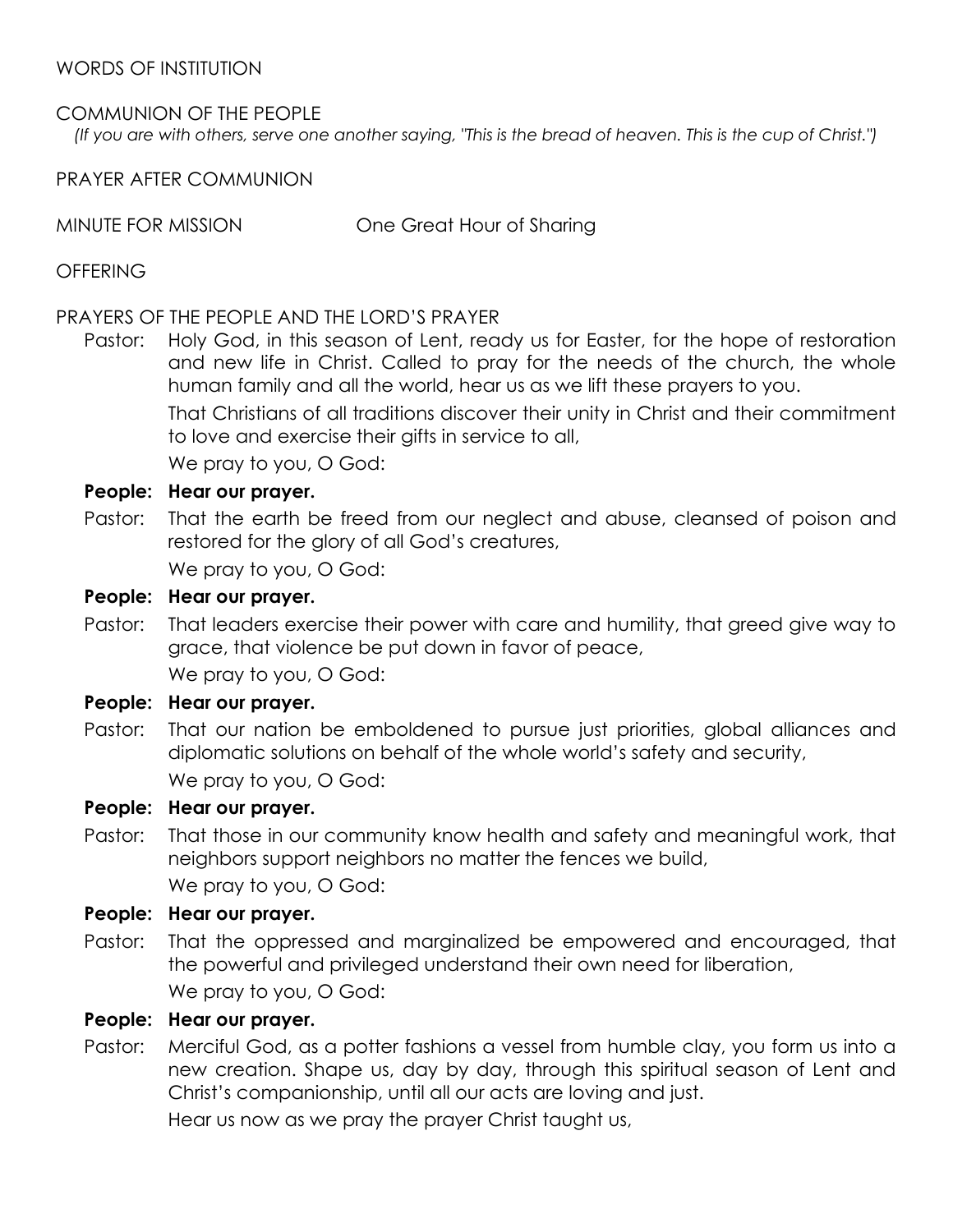WORDS OF INSTITUTION

COMMUNION OF THE PEOPLE

*(If you are with others, serve one another saying, "This is the bread of heaven. This is the cup of Christ.")*

PRAYER AFTER COMMUNION

MINUTE FOR MISSION One Great Hour of Sharing

OFFERING

PRAYERS OF THE PEOPLE AND THE LORD'S PRAYER

Pastor: Holy God, in this season of Lent, ready us for Easter, for the hope of restoration and new life in Christ. Called to pray for the needs of the church, the whole human family and all the world, hear us as we lift these prayers to you.

That Christians of all traditions discover their unity in Christ and their commitment to love and exercise their gifts in service to all,

We pray to you, O God:

**People: Hear our prayer.**

Pastor: That the earth be freed from our neglect and abuse, cleansed of poison and restored for the glory of all God's creatures,

We pray to you, O God:

**People: Hear our prayer.**

Pastor: That leaders exercise their power with care and humility, that greed give way to grace, that violence be put down in favor of peace,

We pray to you, O God:

**People: Hear our prayer.**

Pastor: That our nation be emboldened to pursue just priorities, global alliances and diplomatic solutions on behalf of the whole world's safety and security,

We pray to you, O God:

**People: Hear our prayer.**

Pastor: That those in our community know health and safety and meaningful work, that neighbors support neighbors no matter the fences we build,

We pray to you, O God:

**People: Hear our prayer.**

Pastor: That the oppressed and marginalized be empowered and encouraged, that the powerful and privileged understand their own need for liberation,

We pray to you, O God:

**People: Hear our prayer.**

Pastor: Merciful God, as a potter fashions a vessel from humble clay, you form us into a new creation. Shape us, day by day, through this spiritual season of Lent and Christ's companionship, until all our acts are loving and just.

Hear us now as we pray the prayer Christ taught us,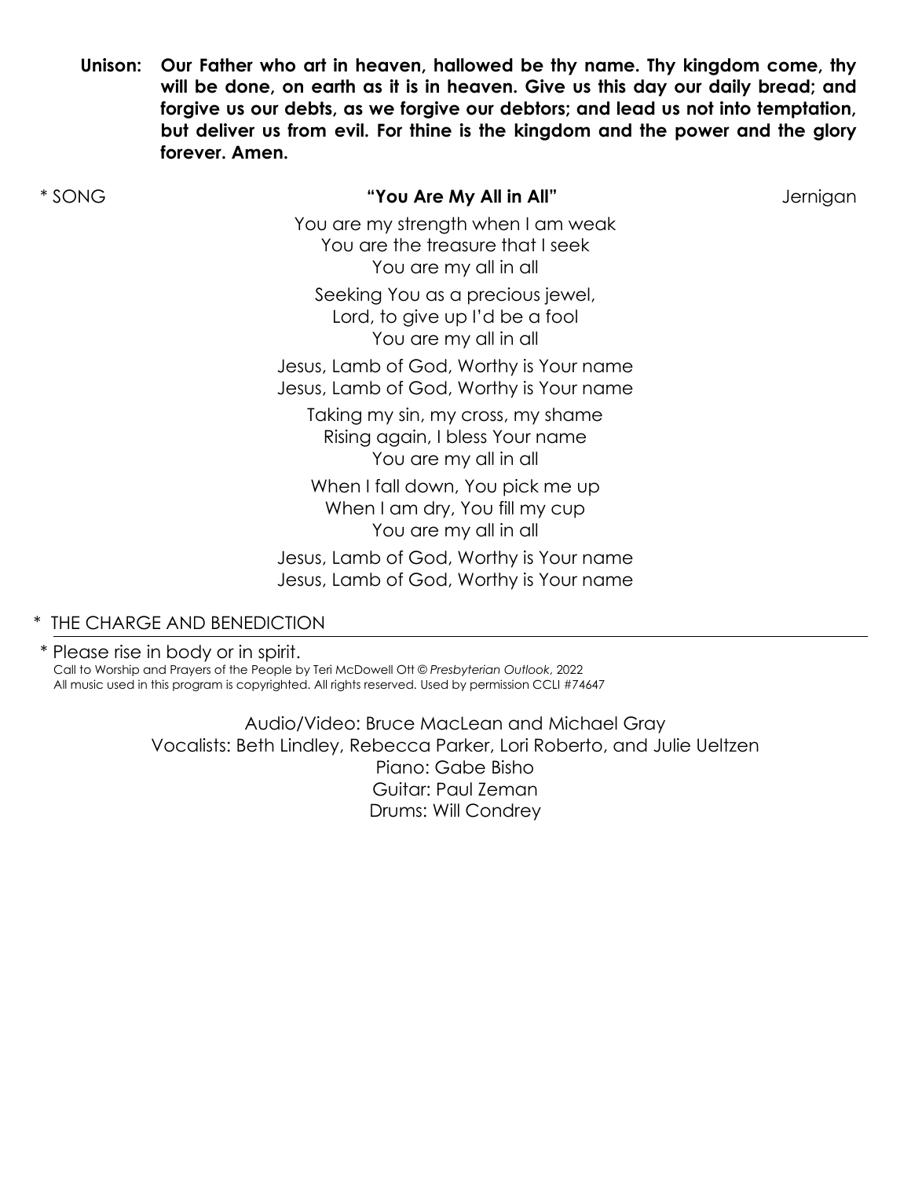**Unison: Our Father who art in heaven, hallowed be thy name. Thy kingdom come, thy will be done, on earth as it is in heaven. Give us this day our daily bread; and forgive us our debts, as we forgive our debtors; and lead us not into temptation, but deliver us from evil. For thine is the kingdom and the power and the glory forever. Amen.**

\* SONG **"You Are My All in All"** Jernigan

You are my strength when I am weak
You are the treasure that I seek
You are my all in all

Seeking You as a precious jewel,
Lord, to give up I'd be a fool
You are my all in all

Jesus, Lamb of God, Worthy is Your name
Jesus, Lamb of God, Worthy is Your name

Taking my sin, my cross, my shame
Rising again, I bless Your name
You are my all in all

When I fall down, You pick me up
When I am dry, You fill my cup
You are my all in all

Jesus, Lamb of God, Worthy is Your name
Jesus, Lamb of God, Worthy is Your name

\* THE CHARGE AND BENEDICTION

---

\* Please rise in body or in spirit.
Call to Worship and Prayers of the People by Teri McDowell Ott © *Presbyterian Outlook*, 2022
All music used in this program is copyrighted. All rights reserved. Used by permission CCLI #74647

Audio/Video: Bruce MacLean and Michael Gray
Vocalists: Beth Lindley, Rebecca Parker, Lori Roberto, and Julie Ueltzen
Piano: Gabe Bisho
Guitar: Paul Zeman
Drums: Will Condrey